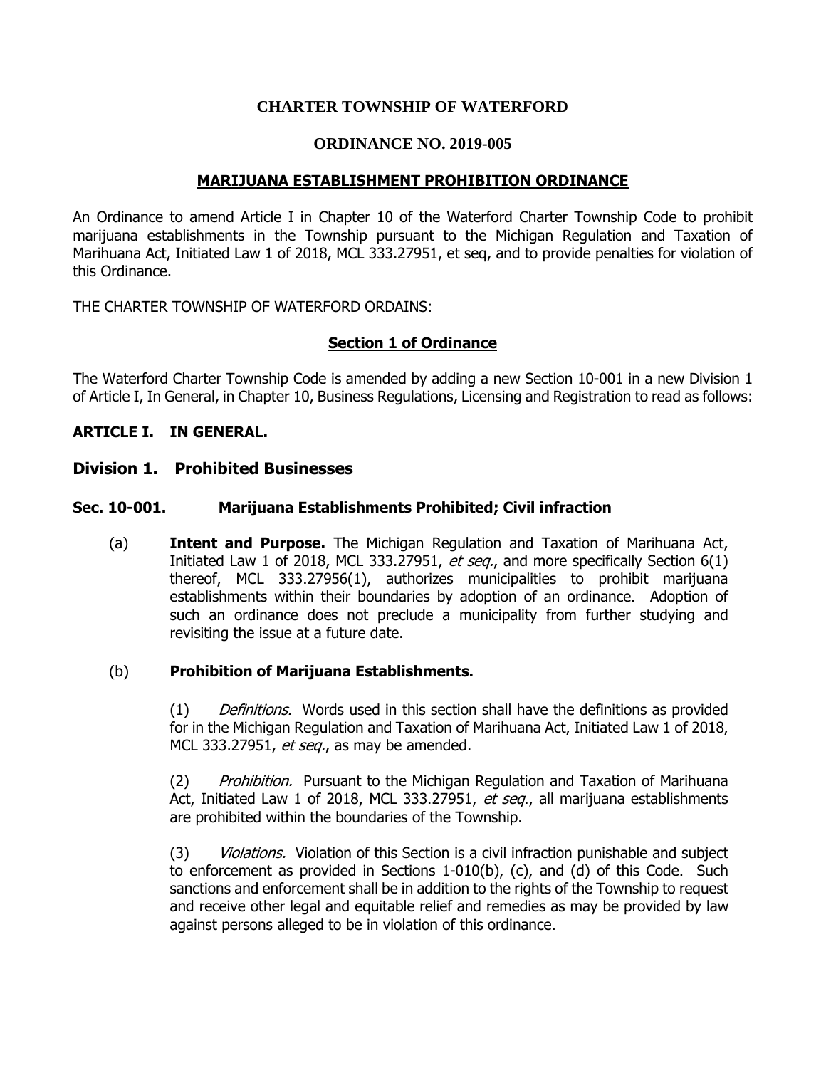# CHARTER TOWNSHIP OF WATERFORD

## ORDINANCE NO. 2019-005

## MARIJUANA ESTABLISHMENT PROHIBITION ORDINANCE

An Ordinance to amend Article I in Chapter 10 of the Waterford Charter Township Code to prohibit marijuana establishments in the Township pursuant to the Michigan Regulation and Taxation of Marihuana Act, Initiated Law 1 of 2018, MCL 333.27951, et seq, and to provide penalties for violation of this Ordinance.

THE CHARTER TOWNSHIP OF WATERFORD ORDAINS:

### Section 1 of Ordinance

The Waterford Charter Township Code is amended by adding a new Section 10-001 in a new Division 1 of Article I, In General, in Chapter 10, Business Regulations, Licensing and Registration to read as follows:

**ARTICLE I. IN GENERAL.**

### Division 1. Prohibited Businesses

**Sec. 10-001. Marijuana Establishments Prohibited; Civil infraction**

(a) **Intent and Purpose.** The Michigan Regulation and Taxation of Marihuana Act, Initiated Law 1 of 2018, MCL 333.27951, *et seq.*, and more specifically Section 6(1) thereof, MCL 333.27956(1), authorizes municipalities to prohibit marijuana establishments within their boundaries by adoption of an ordinance. Adoption of such an ordinance does not preclude a municipality from further studying and revisiting the issue at a future date.

(b) **Prohibition of Marijuana Establishments.**

(1) *Definitions.* Words used in this section shall have the definitions as provided for in the Michigan Regulation and Taxation of Marihuana Act, Initiated Law 1 of 2018, MCL 333.27951, *et seq.*, as may be amended.

(2) *Prohibition.* Pursuant to the Michigan Regulation and Taxation of Marihuana Act, Initiated Law 1 of 2018, MCL 333.27951, *et seq.*, all marijuana establishments are prohibited within the boundaries of the Township.

(3) *Violations.* Violation of this Section is a civil infraction punishable and subject to enforcement as provided in Sections 1-010(b), (c), and (d) of this Code. Such sanctions and enforcement shall be in addition to the rights of the Township to request and receive other legal and equitable relief and remedies as may be provided by law against persons alleged to be in violation of this ordinance.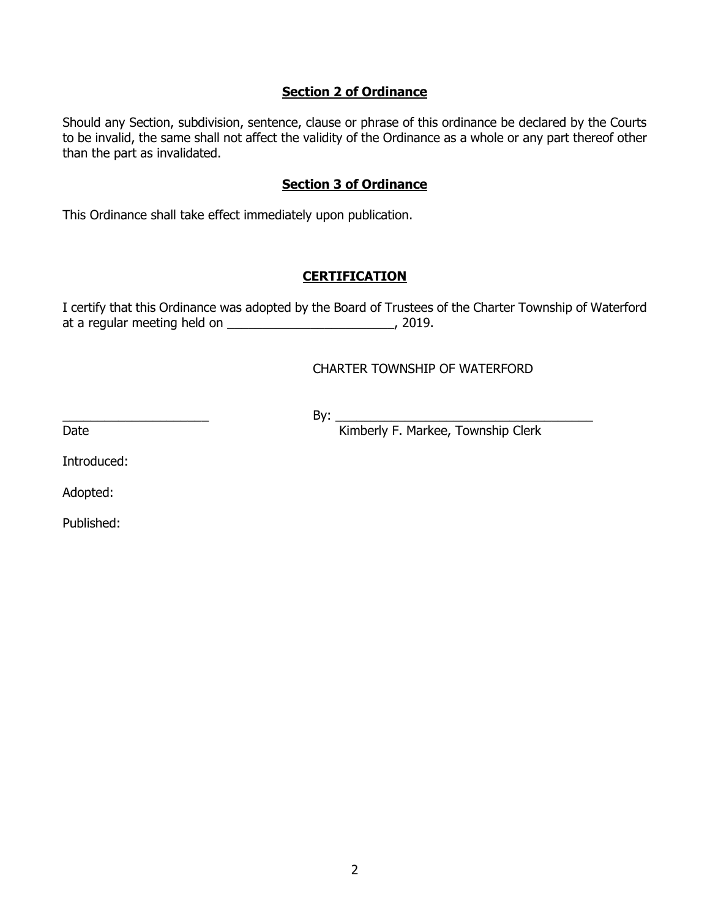**Section 2 of Ordinance**

Should any Section, subdivision, sentence, clause or phrase of this ordinance be declared by the Courts to be invalid, the same shall not affect the validity of the Ordinance as a whole or any part thereof other than the part as invalidated.

**Section 3 of Ordinance**

This Ordinance shall take effect immediately upon publication.

**CERTIFICATION**

I certify that this Ordinance was adopted by the Board of Trustees of the Charter Township of Waterford at a regular meeting held on ________________________, 2019.

CHARTER TOWNSHIP OF WATERFORD

_____________________ By: ______________________________________
Date Kimberly F. Markee, Township Clerk

Introduced:

Adopted:

Published: